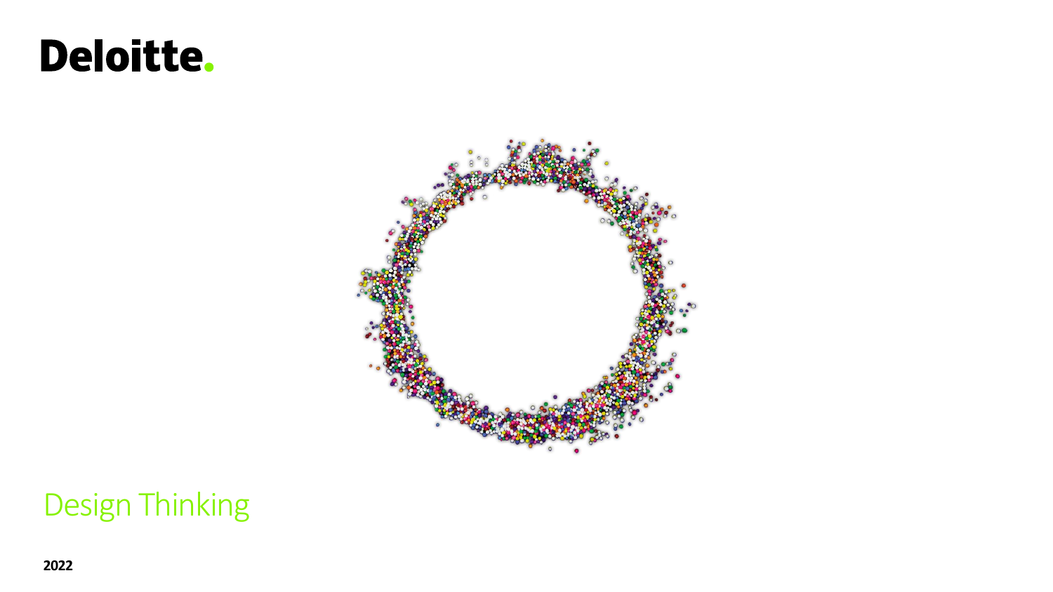Deloitte.

# Design Thinking

**2022**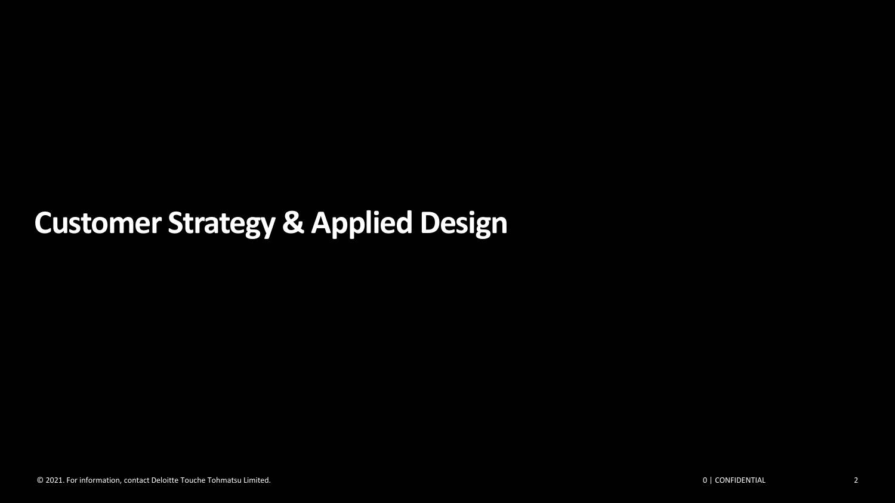# Customer Strategy & Applied Design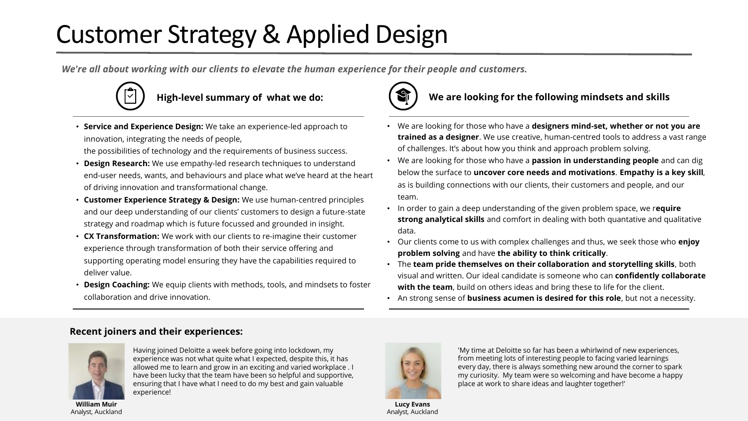# Customer Strategy & Applied Design

***We're all about working with our clients to elevate the human experience for their people and customers.***

### High-level summary of what we do:

- **Service and Experience Design:** We take an experience-led approach to innovation, integrating the needs of people, the possibilities of technology and the requirements of business success.
- **Design Research:** We use empathy-led research techniques to understand end-user needs, wants, and behaviours and place what we've heard at the heart of driving innovation and transformational change.
- **Customer Experience Strategy & Design:** We use human-centred principles and our deep understanding of our clients' customers to design a future-state strategy and roadmap which is future focussed and grounded in insight.
- **CX Transformation:** We work with our clients to re-imagine their customer experience through transformation of both their service offering and supporting operating model ensuring they have the capabilities required to deliver value.
- **Design Coaching:** We equip clients with methods, tools, and mindsets to foster collaboration and drive innovation.

### We are looking for the following mindsets and skills

- We are looking for those who have a **designers mind-set, whether or not you are trained as a designer**. We use creative, human-centred tools to address a vast range of challenges. It's about how you think and approach problem solving.
- We are looking for those who have a **passion in understanding people** and can dig below the surface to **uncover core needs and motivations**. **Empathy is a key skill**, as is building connections with our clients, their customers and people, and our team.
- In order to gain a deep understanding of the given problem space, we r**equire strong analytical skills** and comfort in dealing with both quantative and qualitative data.
- Our clients come to us with complex challenges and thus, we seek those who **enjoy problem solving** and have **the ability to think critically**.
- The **team pride themselves on their collaboration and storytelling skills**, both visual and written. Our ideal candidate is someone who can **confidently collaborate with the team**, build on others ideas and bring these to life for the client.
- An strong sense of **business acumen is desired for this role**, but not a necessity.

### Recent joiners and their experiences:

Having joined Deloitte a week before going into lockdown, my experience was not what quite what I expected, despite this, it has allowed me to learn and grow in an exciting and varied workplace . I have been lucky that the team have been so helpful and supportive, ensuring that I have what I need to do my best and gain valuable experience!

**William Muir**
Analyst, Auckland

'My time at Deloitte so far has been a whirlwind of new experiences, from meeting lots of interesting people to facing varied learnings every day, there is always something new around the corner to spark my curiosity. My team were so welcoming and have become a happy place at work to share ideas and laughter together!'

**Lucy Evans**
Analyst, Auckland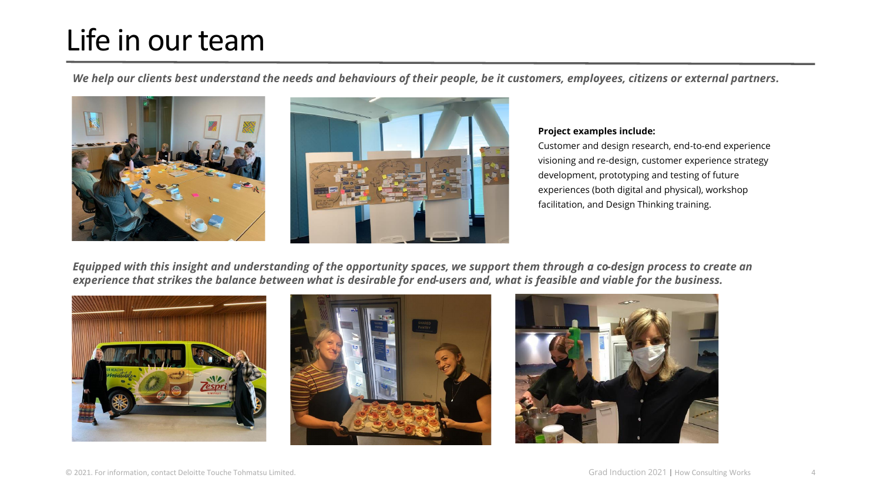# Life in our team

***We help our clients best understand the needs and behaviours of their people, be it customers, employees, citizens or external partners.***

**Project examples include:**
Customer and design research, end-to-end experience visioning and re-design, customer experience strategy development, prototyping and testing of future experiences (both digital and physical), workshop facilitation, and Design Thinking training.

***Equipped with this insight and understanding of the opportunity spaces, we support them through a co-design process to create an experience that strikes the balance between what is desirable for end-users and, what is feasible and viable for the business.***